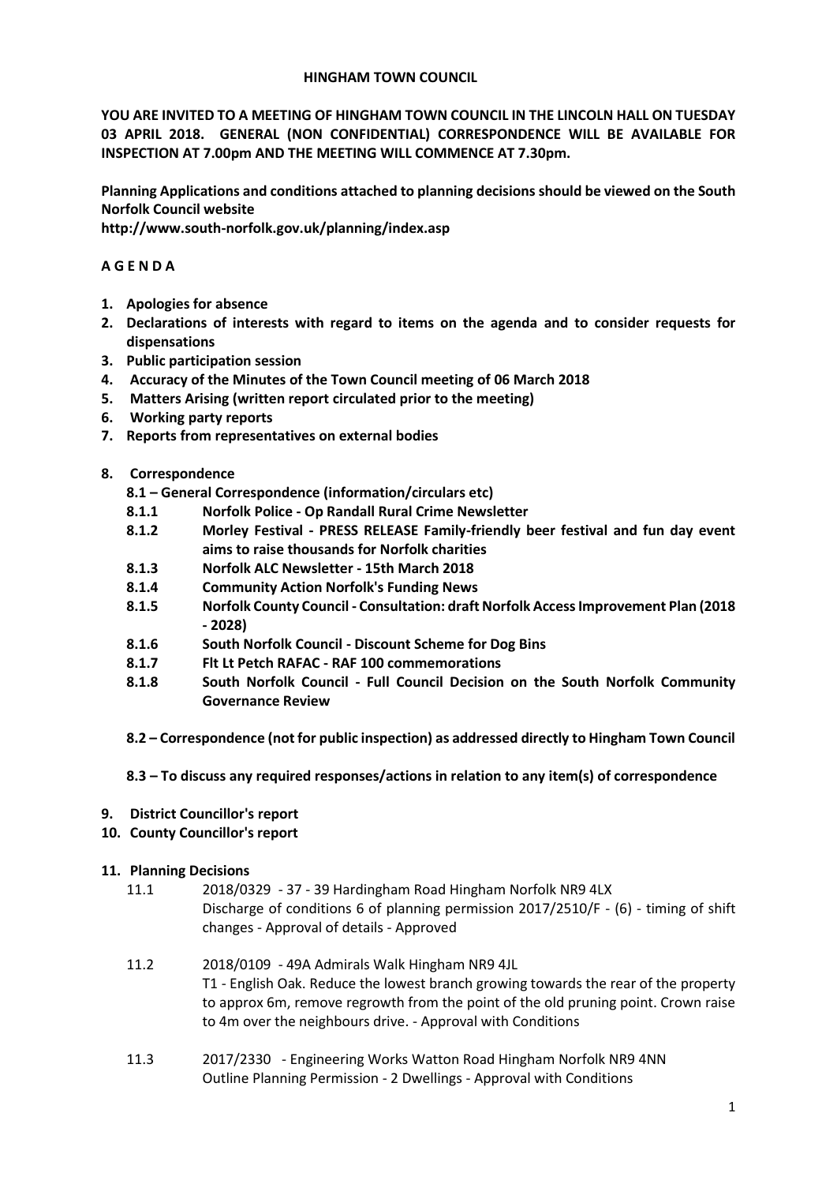**HINGHAM TOWN COUNCIL**

**YOU ARE INVITED TO A MEETING OF HINGHAM TOWN COUNCIL IN THE LINCOLN HALL ON TUESDAY 03 APRIL 2018. GENERAL (NON CONFIDENTIAL) CORRESPONDENCE WILL BE AVAILABLE FOR INSPECTION AT 7.00pm AND THE MEETING WILL COMMENCE AT 7.30pm.**

**Planning Applications and conditions attached to planning decisions should be viewed on the South Norfolk Council website**
**http://www.south-norfolk.gov.uk/planning/index.asp**

**A G E N D A**

1. **Apologies for absence**
2. **Declarations of interests with regard to items on the agenda and to consider requests for dispensations**
3. **Public participation session**
4. **Accuracy of the Minutes of the Town Council meeting of 06 March 2018**
5. **Matters Arising (written report circulated prior to the meeting)**
6. **Working party reports**
7. **Reports from representatives on external bodies**
8. **Correspondence**

   **8.1 – General Correspondence (information/circulars etc)**

   **8.1.1 Norfolk Police - Op Randall Rural Crime Newsletter**

   **8.1.2 Morley Festival - PRESS RELEASE Family-friendly beer festival and fun day event aims to raise thousands for Norfolk charities**

   **8.1.3 Norfolk ALC Newsletter - 15th March 2018**

   **8.1.4 Community Action Norfolk's Funding News**

   **8.1.5 Norfolk County Council - Consultation: draft Norfolk Access Improvement Plan (2018 - 2028)**

   **8.1.6 South Norfolk Council - Discount Scheme for Dog Bins**

   **8.1.7 Flt Lt Petch RAFAC - RAF 100 commemorations**

   **8.1.8 South Norfolk Council - Full Council Decision on the South Norfolk Community Governance Review**

   **8.2 – Correspondence (not for public inspection) as addressed directly to Hingham Town Council**

   **8.3 – To discuss any required responses/actions in relation to any item(s) of correspondence**

9. **District Councillor's report**
10. **County Councillor's report**
11. **Planning Decisions**

    11.1 2018/0329 - 37 - 39 Hardingham Road Hingham Norfolk NR9 4LX
    Discharge of conditions 6 of planning permission 2017/2510/F - (6) - timing of shift changes - Approval of details - Approved

    11.2 2018/0109 - 49A Admirals Walk Hingham NR9 4JL
    T1 - English Oak. Reduce the lowest branch growing towards the rear of the property to approx 6m, remove regrowth from the point of the old pruning point. Crown raise to 4m over the neighbours drive. - Approval with Conditions

    11.3 2017/2330 - Engineering Works Watton Road Hingham Norfolk NR9 4NN
    Outline Planning Permission - 2 Dwellings - Approval with Conditions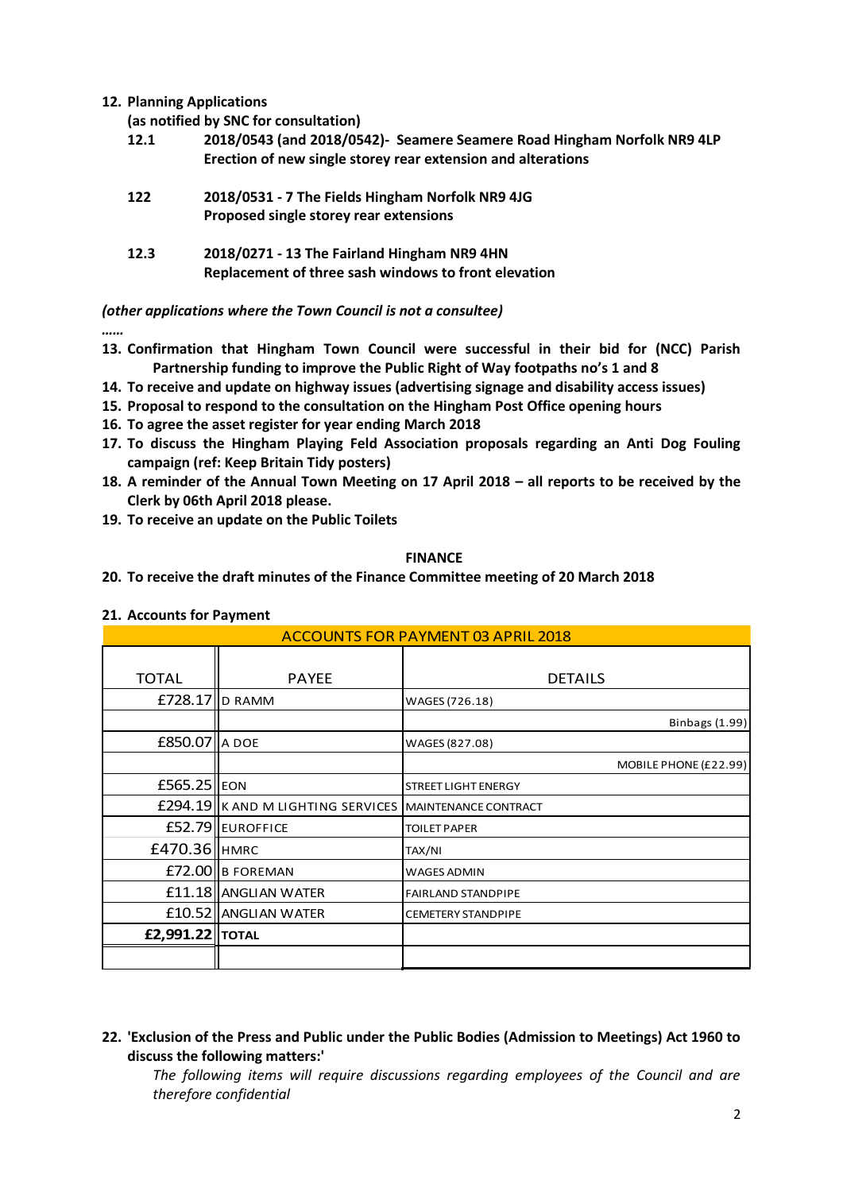**12. Planning Applications**

**(as notified by SNC for consultation)**

**12.1** **2018/0543 (and 2018/0542)- Seamere Seamere Road Hingham Norfolk NR9 4LP**
**Erection of new single storey rear extension and alterations**

**122** **2018/0531 - 7 The Fields Hingham Norfolk NR9 4JG**
**Proposed single storey rear extensions**

**12.3** **2018/0271 - 13 The Fairland Hingham NR9 4HN**
**Replacement of three sash windows to front elevation**

***(other applications where the Town Council is not a consultee)***

***……***

**13. Confirmation that Hingham Town Council were successful in their bid for (NCC) Parish Partnership funding to improve the Public Right of Way footpaths no's 1 and 8**

**14. To receive and update on highway issues (advertising signage and disability access issues)**

**15. Proposal to respond to the consultation on the Hingham Post Office opening hours**

**16. To agree the asset register for year ending March 2018**

**17. To discuss the Hingham Playing Feld Association proposals regarding an Anti Dog Fouling campaign (ref: Keep Britain Tidy posters)**

**18. A reminder of the Annual Town Meeting on 17 April 2018 – all reports to be received by the Clerk by 06th April 2018 please.**

**19. To receive an update on the Public Toilets**

**FINANCE**

**20. To receive the draft minutes of the Finance Committee meeting of 20 March 2018**

**21. Accounts for Payment**

| ACCOUNTS FOR PAYMENT 03 APRIL 2018 | | |
|---|---|---|
| TOTAL | PAYEE | DETAILS |
| £728.17 | D RAMM | WAGES (726.18) |
| | | Binbags (1.99) |
| £850.07 | A DOE | WAGES (827.08) |
| | | MOBILE PHONE (£22.99) |
| £565.25 | EON | STREET LIGHT ENERGY |
| £294.19 | K AND M LIGHTING SERVICES | MAINTENANCE CONTRACT |
| £52.79 | EUROFFICE | TOILET PAPER |
| £470.36 | HMRC | TAX/NI |
| £72.00 | B FOREMAN | WAGES ADMIN |
| £11.18 | ANGLIAN WATER | FAIRLAND STANDPIPE |
| £10.52 | ANGLIAN WATER | CEMETERY STANDPIPE |
| **£2,991.22** | **TOTAL** | |
| | | |

**22. 'Exclusion of the Press and Public under the Public Bodies (Admission to Meetings) Act 1960 to discuss the following matters:'**

*The following items will require discussions regarding employees of the Council and are therefore confidential*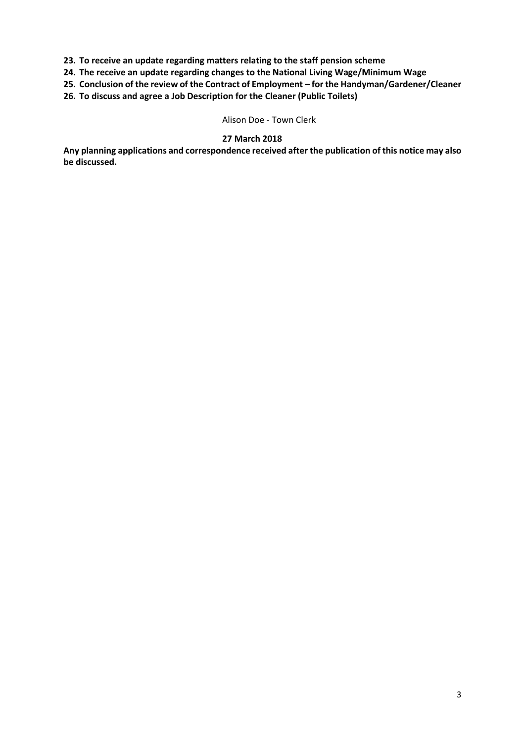23. **To receive an update regarding matters relating to the staff pension scheme**
24. **The receive an update regarding changes to the National Living Wage/Minimum Wage**
25. **Conclusion of the review of the Contract of Employment – for the Handyman/Gardener/Cleaner**
26. **To discuss and agree a Job Description for the Cleaner (Public Toilets)**

Alison Doe - Town Clerk

**27 March 2018**

**Any planning applications and correspondence received after the publication of this notice may also be discussed.**